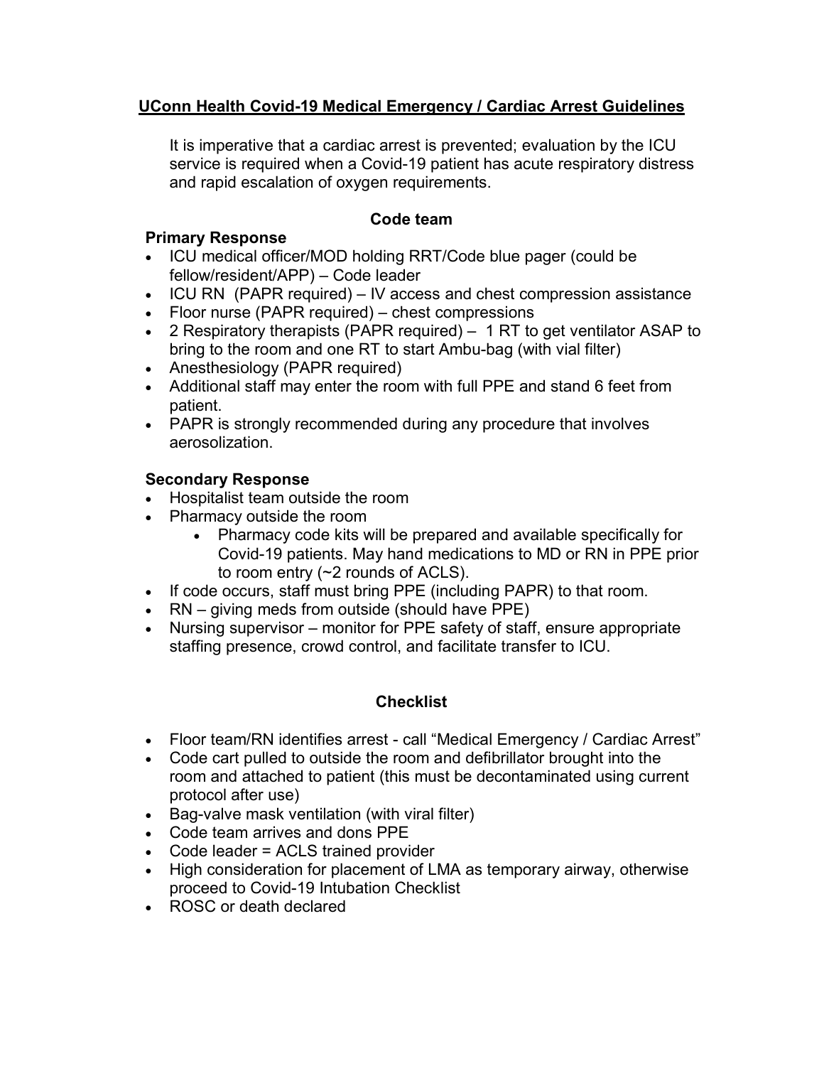# UConn Health Covid-19 Medical Emergency / Cardiac Arrest Guidelines

It is imperative that a cardiac arrest is prevented; evaluation by the ICU service is required when a Covid-19 patient has acute respiratory distress and rapid escalation of oxygen requirements.

## Code team

### Primary Response

- ICU medical officer/MOD holding RRT/Code blue pager (could be fellow/resident/APP) – Code leader
- ICU RN (PAPR required) – IV access and chest compression assistance
- Floor nurse (PAPR required) – chest compressions
- 2 Respiratory therapists (PAPR required) – 1 RT to get ventilator ASAP to bring to the room and one RT to start Ambu-bag (with vial filter)
- Anesthesiology (PAPR required)
- Additional staff may enter the room with full PPE and stand 6 feet from patient.
- PAPR is strongly recommended during any procedure that involves aerosolization.

### Secondary Response

- Hospitalist team outside the room
- Pharmacy outside the room
  - Pharmacy code kits will be prepared and available specifically for Covid-19 patients. May hand medications to MD or RN in PPE prior to room entry (~2 rounds of ACLS).
- If code occurs, staff must bring PPE (including PAPR) to that room.
- RN – giving meds from outside (should have PPE)
- Nursing supervisor – monitor for PPE safety of staff, ensure appropriate staffing presence, crowd control, and facilitate transfer to ICU.

## Checklist

- Floor team/RN identifies arrest - call "Medical Emergency / Cardiac Arrest"
- Code cart pulled to outside the room and defibrillator brought into the room and attached to patient (this must be decontaminated using current protocol after use)
- Bag-valve mask ventilation (with viral filter)
- Code team arrives and dons PPE
- Code leader = ACLS trained provider
- High consideration for placement of LMA as temporary airway, otherwise proceed to Covid-19 Intubation Checklist
- ROSC or death declared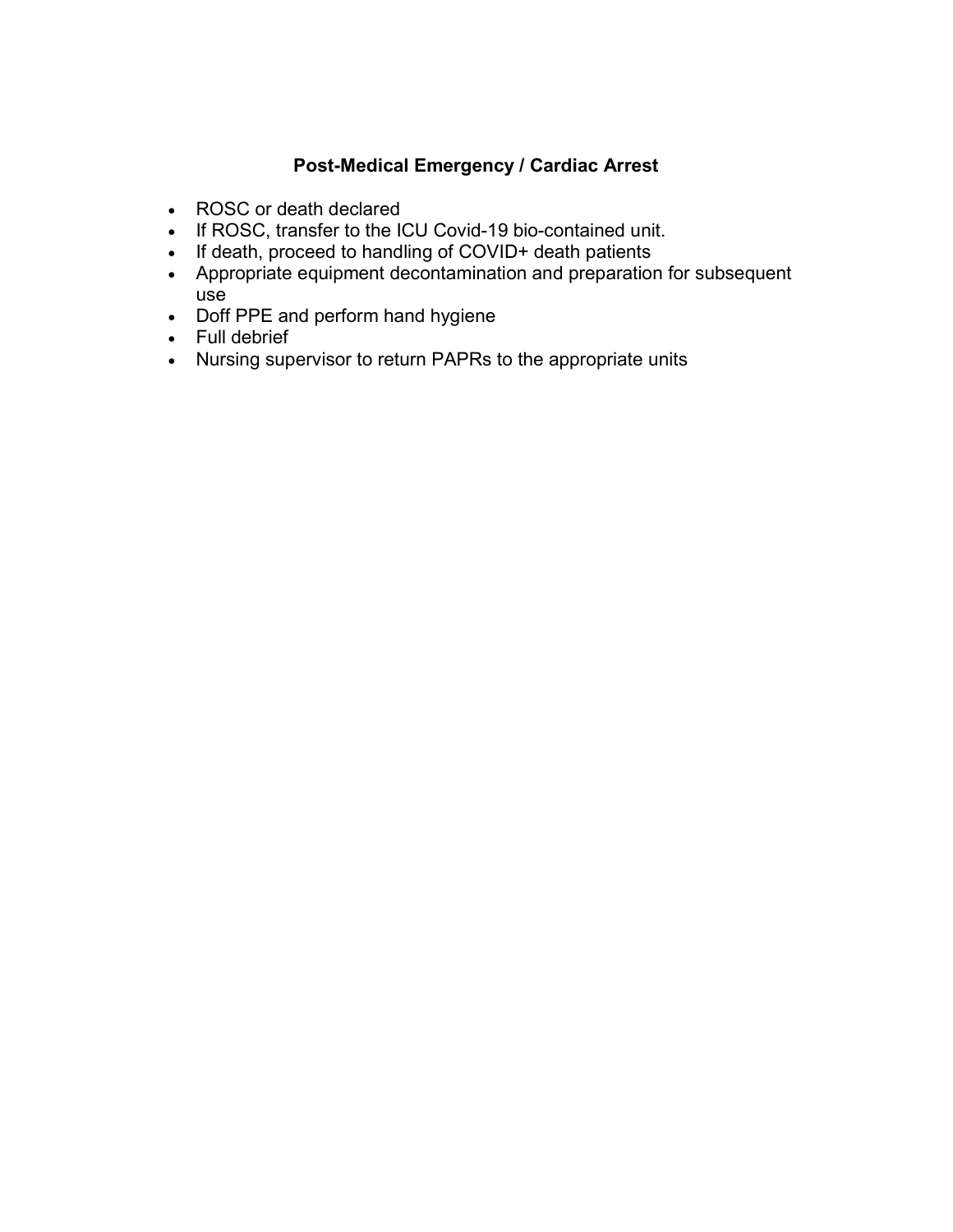## **Post-Medical Emergency / Cardiac Arrest**

- ROSC or death declared
- If ROSC, transfer to the ICU Covid-19 bio-contained unit.
- If death, proceed to handling of COVID+ death patients
- Appropriate equipment decontamination and preparation for subsequent use
- Doff PPE and perform hand hygiene
- Full debrief
- Nursing supervisor to return PAPRs to the appropriate units